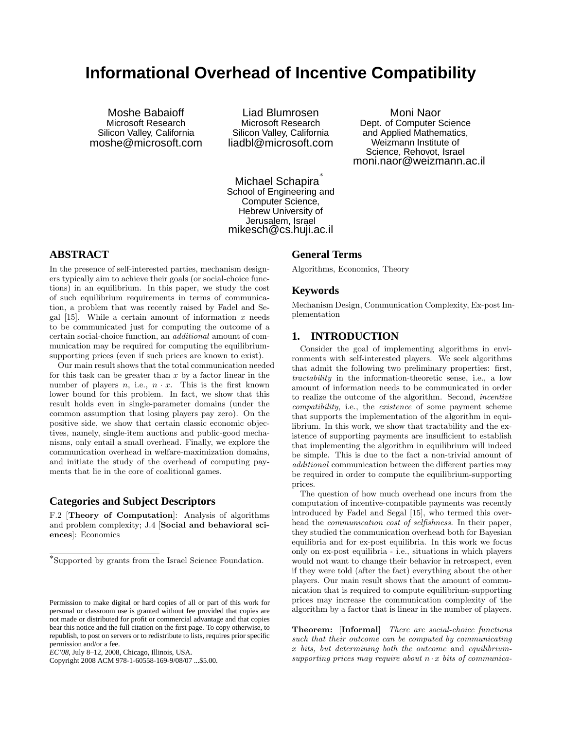# Informational Overhead of Incentive Compatibility

Moshe Babaioff
Microsoft Research
Silicon Valley, California
moshe@microsoft.com

Liad Blumrosen
Microsoft Research
Silicon Valley, California
liadbl@microsoft.com

Moni Naor
Dept. of Computer Science and Applied Mathematics,
Weizmann Institute of Science, Rehovot, Israel
moni.naor@weizmann.ac.il

Michael Schapira[*]
School of Engineering and Computer Science,
Hebrew University of Jerusalem, Israel
mikesch@cs.huji.ac.il

## ABSTRACT

In the presence of self-interested parties, mechanism designers typically aim to achieve their goals (or social-choice functions) in an equilibrium. In this paper, we study the cost of such equilibrium requirements in terms of communication, a problem that was recently raised by Fadel and Segal [15]. While a certain amount of information $x$ needs to be communicated just for computing the outcome of a certain social-choice function, an *additional* amount of communication may be required for computing the equilibrium-supporting prices (even if such prices are known to exist).

Our main result shows that the total communication needed for this task can be greater than $x$ by a factor linear in the number of players $n$, i.e., $n \cdot x$. This is the first known lower bound for this problem. In fact, we show that this result holds even in single-parameter domains (under the common assumption that losing players pay zero). On the positive side, we show that certain classic economic objectives, namely, single-item auctions and public-good mechanisms, only entail a small overhead. Finally, we explore the communication overhead in welfare-maximization domains, and initiate the study of the overhead of computing payments that lie in the core of coalitional games.

### Categories and Subject Descriptors

F.2 [**Theory of Computation**]: Analysis of algorithms and problem complexity; J.4 [**Social and behavioral sciences**]: Economics

[*]Supported by grants from the Israel Science Foundation.

Permission to make digital or hard copies of all or part of this work for personal or classroom use is granted without fee provided that copies are not made or distributed for profit or commercial advantage and that copies bear this notice and the full citation on the first page. To copy otherwise, to republish, to post on servers or to redistribute to lists, requires prior specific permission and/or a fee.
*EC'08*, July 8–12, 2008, Chicago, Illinois, USA.
Copyright 2008 ACM 978-1-60558-169-9/08/07 ...$5.00.

### General Terms

Algorithms, Economics, Theory

### Keywords

Mechanism Design, Communication Complexity, Ex-post Implementation

## 1. INTRODUCTION

Consider the goal of implementing algorithms in environments with self-interested players. We seek algorithms that admit the following two preliminary properties: first, *tractability* in the information-theoretic sense, i.e., a low amount of information needs to be communicated in order to realize the outcome of the algorithm. Second, *incentive compatibility*, i.e., the *existence* of some payment scheme that supports the implementation of the algorithm in equilibrium. In this work, we show that tractability and the existence of supporting payments are insufficient to establish that implementing the algorithm in equilibrium will indeed be simple. This is due to the fact a non-trivial amount of *additional* communication between the different parties may be required in order to compute the equilibrium-supporting prices.

The question of how much overhead one incurs from the computation of incentive-compatible payments was recently introduced by Fadel and Segal [15], who termed this overhead the *communication cost of selfishness*. In their paper, they studied the communication overhead both for Bayesian equilibria and for ex-post equilibria. In this work we focus only on ex-post equilibria - i.e., situations in which players would not want to change their behavior in retrospect, even if they were told (after the fact) everything about the other players. Our main result shows that the amount of communication that is required to compute equilibrium-supporting prices may increase the communication complexity of the algorithm by a factor that is linear in the number of players.

**Theorem: [Informal]** *There are social-choice functions such that their outcome can be computed by communicating $x$ bits, but determining both the outcome* and *equilibrium-supporting prices may require about $n \cdot x$ bits of communica-*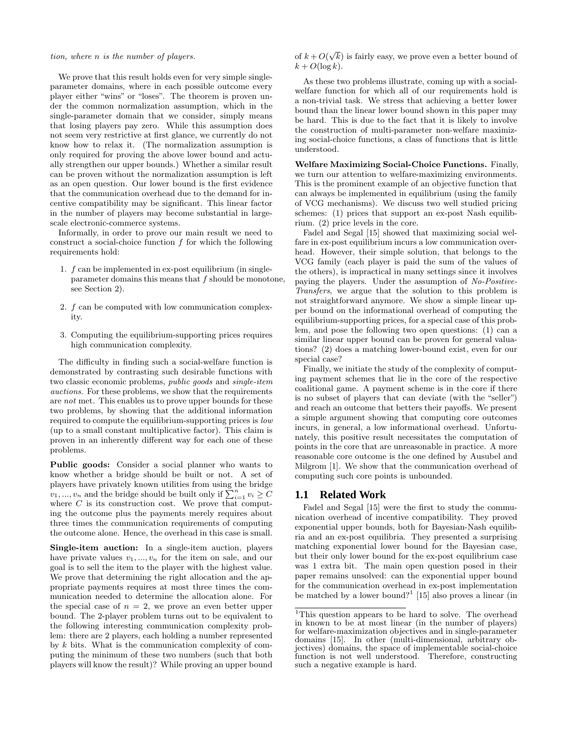*tion, where n is the number of players.*

We prove that this result holds even for very simple single-parameter domains, where in each possible outcome every player either "wins" or "loses". The theorem is proven under the common normalization assumption, which in the single-parameter domain that we consider, simply means that losing players pay zero. While this assumption does not seem very restrictive at first glance, we currently do not know how to relax it. (The normalization assumption is only required for proving the above lower bound and actually strengthen our upper bounds.) Whether a similar result can be proven without the normalization assumption is left as an open question. Our lower bound is the first evidence that the communication overhead due to the demand for incentive compatibility may be significant. This linear factor in the number of players may become substantial in large-scale electronic-commerce systems.

Informally, in order to prove our main result we need to construct a social-choice function $f$ for which the following requirements hold:

1. $f$ can be implemented in ex-post equilibrium (in single-parameter domains this means that $f$ should be monotone, see Section 2).
2. $f$ can be computed with low communication complexity.
3. Computing the equilibrium-supporting prices requires high communication complexity.

The difficulty in finding such a social-welfare function is demonstrated by contrasting such desirable functions with two classic economic problems, *public goods* and *single-item auctions*. For these problems, we show that the requirements are *not* met. This enables us to prove upper bounds for these two problems, by showing that the additional information required to compute the equilibrium-supporting prices is *low* (up to a small constant multiplicative factor). This claim is proven in an inherently different way for each one of these problems.

**Public goods:** Consider a social planner who wants to know whether a bridge should be built or not. A set of players have privately known utilities from using the bridge $v_1, ..., v_n$ and the bridge should be built only if $\sum_{i=1}^{n} v_i \geq C$ where $C$ is its construction cost. We prove that computing the outcome plus the payments merely requires about three times the communication requirements of computing the outcome alone. Hence, the overhead in this case is small.

**Single-item auction:** In a single-item auction, players have private values $v_1, ..., v_n$ for the item on sale, and our goal is to sell the item to the player with the highest value. We prove that determining the right allocation and the appropriate payments requires at most three times the communication needed to determine the allocation alone. For the special case of $n = 2$, we prove an even better upper bound. The 2-player problem turns out to be equivalent to the following interesting communication complexity problem: there are 2 players, each holding a number represented by $k$ bits. What is the communication complexity of computing the minimum of these two numbers (such that both players will know the result)? While proving an upper bound of $k + O(\sqrt{k})$ is fairly easy, we prove even a better bound of $k + O(\log k)$.

As these two problems illustrate, coming up with a social-welfare function for which all of our requirements hold is a non-trivial task. We stress that achieving a better lower bound than the linear lower bound shown in this paper may be hard. This is due to the fact that it is likely to involve the construction of multi-parameter non-welfare maximizing social-choice functions, a class of functions that is little understood.

**Welfare Maximizing Social-Choice Functions.** Finally, we turn our attention to welfare-maximizing environments. This is the prominent example of an objective function that can always be implemented in equilibrium (using the family of VCG mechanisms). We discuss two well studied pricing schemes: (1) prices that support an ex-post Nash equilibrium. (2) price levels in the core.

Fadel and Segal [15] showed that maximizing social welfare in ex-post equilibrium incurs a low communication overhead. However, their simple solution, that belongs to the VCG family (each player is paid the sum of the values of the others), is impractical in many settings since it involves paying the players. Under the assumption of *No-Positive-Transfers*, we argue that the solution to this problem is not straightforward anymore. We show a simple linear upper bound on the informational overhead of computing the equilibrium-supporting prices, for a special case of this problem, and pose the following two open questions: (1) can a similar linear upper bound can be proven for general valuations? (2) does a matching lower-bound exist, even for our special case?

Finally, we initiate the study of the complexity of computing payment schemes that lie in the core of the respective coalitional game. A payment scheme is in the core if there is no subset of players that can deviate (with the "seller") and reach an outcome that betters their payoffs. We present a simple argument showing that computing core outcomes incurs, in general, a low informational overhead. Unfortunately, this positive result necessitates the computation of points in the core that are unreasonable in practice. A more reasonable core outcome is the one defined by Ausubel and Milgrom [1]. We show that the communication overhead of computing such core points is unbounded.

## 1.1 Related Work

Fadel and Segal [15] were the first to study the communication overhead of incentive compatibility. They proved exponential upper bounds, both for Bayesian-Nash equilibria and an ex-post equilibria. They presented a surprising matching exponential lower bound for the Bayesian case, but their only lower bound for the ex-post equilibrium case was 1 extra bit. The main open question posed in their paper remains unsolved: can the exponential upper bound for the communication overhead in ex-post implementation be matched by a lower bound?[1] [15] also proves a linear (in

[1] This question appears to be hard to solve. The overhead in known to be at most linear (in the number of players) for welfare-maximization objectives and in single-parameter domains [15]. In other (multi-dimensional, arbitrary objectives) domains, the space of implementable social-choice function is not well understood. Therefore, constructing such a negative example is hard.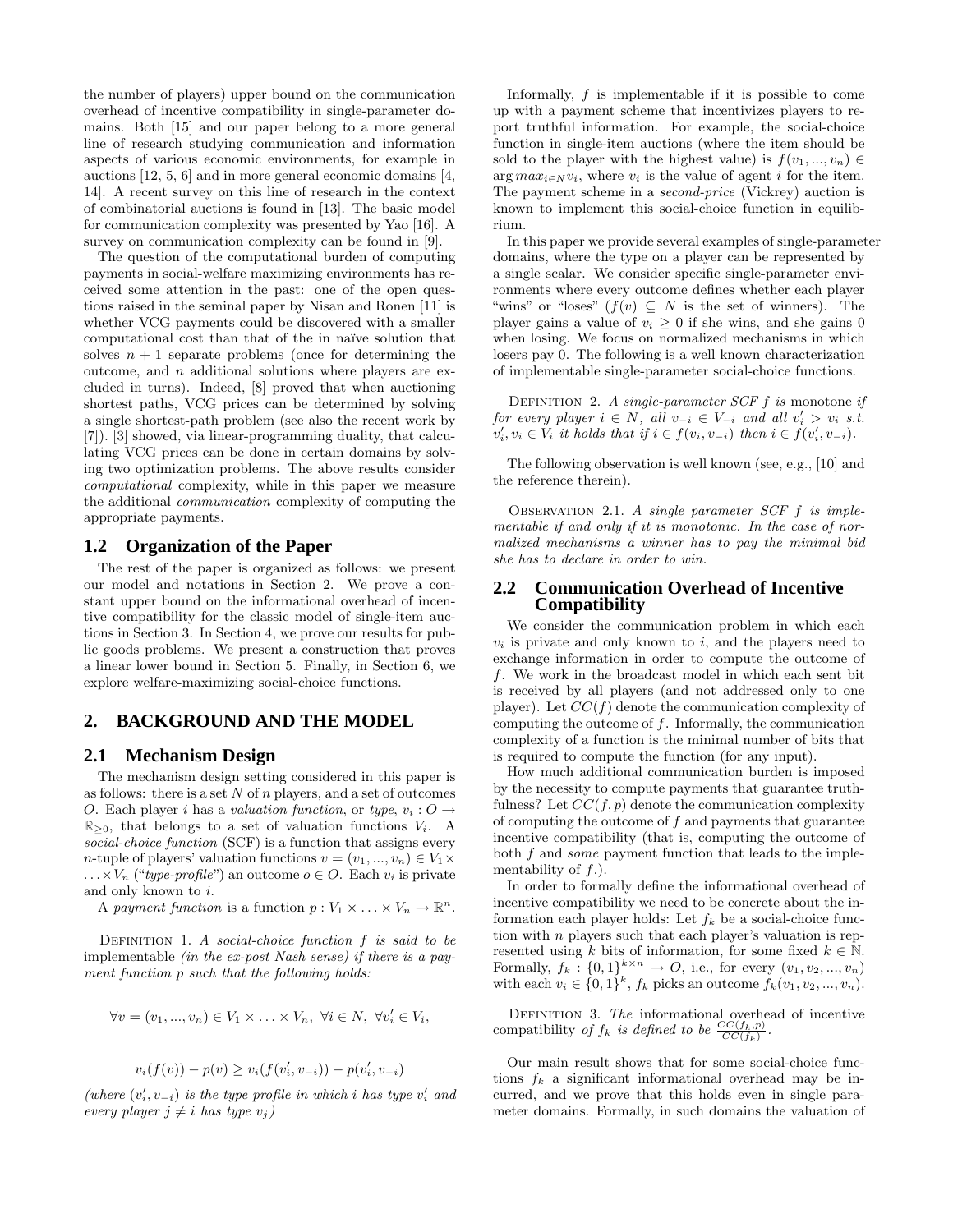the number of players) upper bound on the communication overhead of incentive compatibility in single-parameter domains. Both [15] and our paper belong to a more general line of research studying communication and information aspects of various economic environments, for example in auctions [12, 5, 6] and in more general economic domains [4, 14]. A recent survey on this line of research in the context of combinatorial auctions is found in [13]. The basic model for communication complexity was presented by Yao [16]. A survey on communication complexity can be found in [9].

The question of the computational burden of computing payments in social-welfare maximizing environments has received some attention in the past: one of the open questions raised in the seminal paper by Nisan and Ronen [11] is whether VCG payments could be discovered with a smaller computational cost than that of the in naïve solution that solves $n+1$ separate problems (once for determining the outcome, and $n$ additional solutions where players are excluded in turns). Indeed, [8] proved that when auctioning shortest paths, VCG prices can be determined by solving a single shortest-path problem (see also the recent work by [7]). [3] showed, via linear-programming duality, that calculating VCG prices can be done in certain domains by solving two optimization problems. The above results consider *computational* complexity, while in this paper we measure the additional *communication* complexity of computing the appropriate payments.

## 1.2 Organization of the Paper

The rest of the paper is organized as follows: we present our model and notations in Section 2. We prove a constant upper bound on the informational overhead of incentive compatibility for the classic model of single-item auctions in Section 3. In Section 4, we prove our results for public goods problems. We present a construction that proves a linear lower bound in Section 5. Finally, in Section 6, we explore welfare-maximizing social-choice functions.

# 2. BACKGROUND AND THE MODEL

## 2.1 Mechanism Design

The mechanism design setting considered in this paper is as follows: there is a set $N$ of $n$ players, and a set of outcomes $O$. Each player $i$ has a *valuation function*, or *type*, $v_i : O \to \mathbb{R}_{\geq 0}$, that belongs to a set of valuation functions $V_i$. A *social-choice function* (SCF) is a function that assigns every $n$-tuple of players' valuation functions $v = (v_1, ..., v_n) \in V_1 \times \ldots \times V_n$ ("*type-profile*") an outcome $o \in O$. Each $v_i$ is private and only known to $i$.

A *payment function* is a function $p : V_1 \times \ldots \times V_n \to \mathbb{R}^n$.

DEFINITION 1. *A social-choice function $f$ is said to be* implementable *(in the ex-post Nash sense) if there is a payment function $p$ such that the following holds:*

$$\forall v = (v_1, ..., v_n) \in V_1 \times \ldots \times V_n,\ \forall i \in N,\ \forall v_i' \in V_i,$$

$$v_i(f(v)) - p(v) \geq v_i(f(v_i', v_{-i})) - p(v_i', v_{-i})$$

*(where $(v_i', v_{-i})$ is the type profile in which $i$ has type $v_i'$ and every player $j \neq i$ has type $v_j$)*

Informally, $f$ is implementable if it is possible to come up with a payment scheme that incentivizes players to report truthful information. For example, the social-choice function in single-item auctions (where the item should be sold to the player with the highest value) is $f(v_1, ..., v_n) \in \arg max_{i \in N} v_i$, where $v_i$ is the value of agent $i$ for the item. The payment scheme in a *second-price* (Vickrey) auction is known to implement this social-choice function in equilibrium.

In this paper we provide several examples of single-parameter domains, where the type on a player can be represented by a single scalar. We consider specific single-parameter environments where every outcome defines whether each player "wins" or "loses" ($f(v) \subseteq N$ is the set of winners). The player gains a value of $v_i \geq 0$ if she wins, and she gains 0 when losing. We focus on normalized mechanisms in which losers pay 0. The following is a well known characterization of implementable single-parameter social-choice functions.

DEFINITION 2. *A single-parameter SCF $f$ is* monotone *if for every player $i \in N$, all $v_{-i} \in V_{-i}$ and all $v_i' > v_i$ s.t. $v_i', v_i \in V_i$ it holds that if $i \in f(v_i, v_{-i})$ then $i \in f(v_i', v_{-i})$.*

The following observation is well known (see, e.g., [10] and the reference therein).

OBSERVATION 2.1. *A single parameter SCF $f$ is implementable if and only if it is monotonic. In the case of normalized mechanisms a winner has to pay the minimal bid she has to declare in order to win.*

## 2.2 Communication Overhead of Incentive Compatibility

We consider the communication problem in which each $v_i$ is private and only known to $i$, and the players need to exchange information in order to compute the outcome of $f$. We work in the broadcast model in which each sent bit is received by all players (and not addressed only to one player). Let $CC(f)$ denote the communication complexity of computing the outcome of $f$. Informally, the communication complexity of a function is the minimal number of bits that is required to compute the function (for any input).

How much additional communication burden is imposed by the necessity to compute payments that guarantee truthfulness? Let $CC(f, p)$ denote the communication complexity of computing the outcome of $f$ and payments that guarantee incentive compatibility (that is, computing the outcome of both $f$ and *some* payment function that leads to the implementability of $f$.).

In order to formally define the informational overhead of incentive compatibility we need to be concrete about the information each player holds: Let $f_k$ be a social-choice function with $n$ players such that each player's valuation is represented using $k$ bits of information, for some fixed $k \in \mathbb{N}$. Formally, $f_k : \{0,1\}^{k \times n} \to O$, i.e., for every $(v_1, ..., v_n)$ with each $v_i \in \{0,1\}^k$, $f_k$ picks an outcome $f_k(v_1, v_2, ..., v_n)$.

DEFINITION 3. *The* informational overhead of incentive compatibility *of $f_k$ is defined to be $\frac{CC(f_k, p)}{CC(f_k)}$.*

Our main result shows that for some social-choice functions $f_k$ a significant informational overhead may be incurred, and we prove that this holds even in single parameter domains. Formally, in such domains the valuation of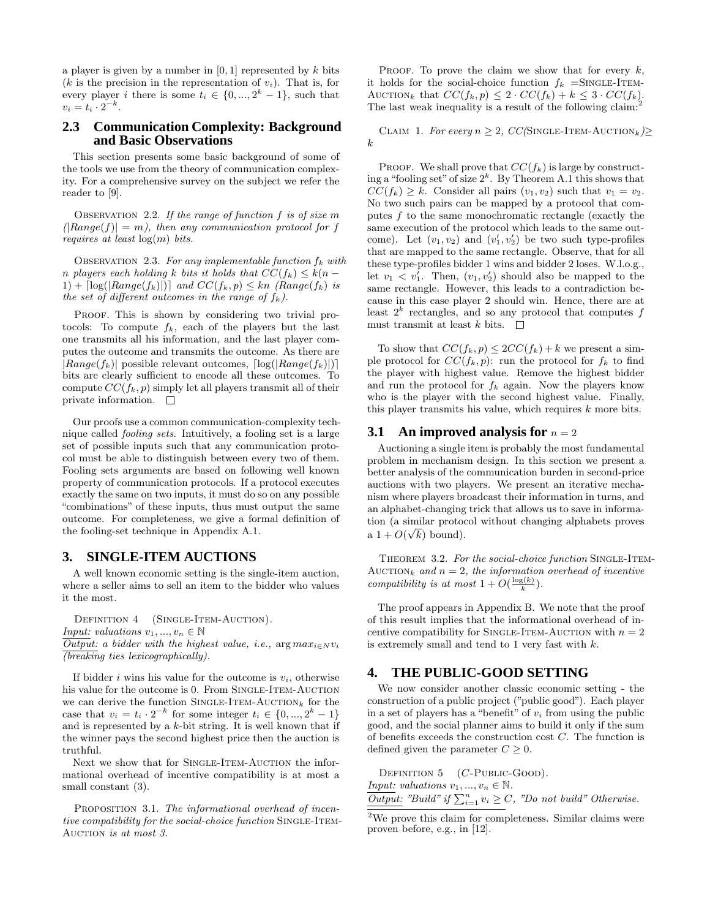a player is given by a number in $[0, 1]$ represented by $k$ bits ($k$ is the precision in the representation of $v_i$). That is, for every player $i$ there is some $t_i \in \{0, ..., 2^k - 1\}$, such that $v_i = t_i \cdot 2^{-k}$.

## 2.3 Communication Complexity: Background and Basic Observations

This section presents some basic background of some of the tools we use from the theory of communication complexity. For a comprehensive survey on the subject we refer the reader to [9].

Observation 2.2. *If the range of function $f$ is of size $m$ ($|Range(f)| = m$), then any communication protocol for $f$ requires at least $\log(m)$ bits.*

Observation 2.3. *For any implementable function $f_k$ with $n$ players each holding $k$ bits it holds that $CC(f_k) \leq k(n-1) + \lceil \log(|Range(f_k)|) \rceil$ and $CC(f_k, p) \leq kn$ ($Range(f_k)$ is the set of different outcomes in the range of $f_k$).*

Proof. This is shown by considering two trivial protocols: To compute $f_k$, each of the players but the last one transmits all his information, and the last player computes the outcome and transmits the outcome. As there are $|Range(f_k)|$ possible relevant outcomes, $\lceil \log(|Range(f_k)|) \rceil$ bits are clearly sufficient to encode all these outcomes. To compute $CC(f_k, p)$ simply let all players transmit all of their private information. $\square$

Our proofs use a common communication-complexity technique called *fooling sets*. Intuitively, a fooling set is a large set of possible inputs such that any communication protocol must be able to distinguish between every two of them. Fooling sets arguments are based on following well known property of communication protocols. If a protocol executes exactly the same on two inputs, it must do so on any possible "combinations" of these inputs, thus must output the same outcome. For completeness, we give a formal definition of the fooling-set technique in Appendix A.1.

# 3. SINGLE-ITEM AUCTIONS

A well known economic setting is the single-item auction, where a seller aims to sell an item to the bidder who values it the most.

Definition 4 (Single-Item-Auction).
*Input: valuations $v_1, ..., v_n \in \mathbb{N}$*
*Output: a bidder with the highest value, i.e., $\arg max_{i \in N} v_i$ (breaking ties lexicographically).*

If bidder $i$ wins his value for the outcome is $v_i$, otherwise his value for the outcome is 0. From Single-Item-Auction we can derive the function Single-Item-Auction$_k$ for the case that $v_i = t_i \cdot 2^{-k}$ for some integer $t_i \in \{0, ..., 2^k - 1\}$ and is represented by a $k$-bit string. It is well known that if the winner pays the second highest price then the auction is truthful.

Next we show that for Single-Item-Auction the informational overhead of incentive compatibility is at most a small constant (3).

Proposition 3.1. *The informational overhead of incentive compatibility for the social-choice function Single-Item-Auction is at most 3.*

Proof. To prove the claim we show that for every $k$, it holds for the social-choice function $f_k$ =Single-Item-Auction$_k$ that $CC(f_k, p) \leq 2 \cdot CC(f_k) + k \leq 3 \cdot CC(f_k)$. The last weak inequality is a result of the following claim:[2]

Claim 1. *For every $n \geq 2$, CC(Single-Item-Auction$_k$)$\geq k$*

Proof. We shall prove that $CC(f_k)$ is large by constructing a "fooling set" of size $2^k$. By Theorem A.1 this shows that $CC(f_k) \geq k$. Consider all pairs $(v_1, v_2)$ such that $v_1 = v_2$. No two such pairs can be mapped by a protocol that computes $f$ to the same monochromatic rectangle (exactly the same execution of the protocol which leads to the same outcome). Let $(v_1, v_2)$ and $(v_1', v_2')$ be two such type-profiles that are mapped to the same rectangle. Observe, that for all these type-profiles bidder 1 wins and bidder 2 loses. W.l.o.g., let $v_1 < v_1'$. Then, $(v_1, v_2')$ should also be mapped to the same rectangle. However, this leads to a contradiction because in this case player 2 should win. Hence, there are at least $2^k$ rectangles, and so any protocol that computes $f$ must transmit at least $k$ bits. $\square$

To show that $CC(f_k, p) \leq 2CC(f_k) + k$ we present a simple protocol for $CC(f_k, p)$: run the protocol for $f_k$ to find the player with highest value. Remove the highest bidder and run the protocol for $f_k$ again. Now the players know who is the player with the second highest value. Finally, this player transmits his value, which requires $k$ more bits.

## 3.1 An improved analysis for $n = 2$

Auctioning a single item is probably the most fundamental problem in mechanism design. In this section we present a better analysis of the communication burden in second-price auctions with two players. We present an iterative mechanism where players broadcast their information in turns, and an alphabet-changing trick that allows us to save in information (a similar protocol without changing alphabets proves a $1 + O(\sqrt{k})$ bound).

Theorem 3.2. *For the social-choice function Single-Item-Auction$_k$ and $n = 2$, the information overhead of incentive compatibility is at most $1 + O(\frac{\log(k)}{k})$.*

The proof appears in Appendix B. We note that the proof of this result implies that the informational overhead of incentive compatibility for Single-Item-Auction with $n = 2$ is extremely small and tend to 1 very fast with $k$.

# 4. THE PUBLIC-GOOD SETTING

We now consider another classic economic setting - the construction of a public project ("public good"). Each player in a set of players has a "benefit" of $v_i$ from using the public good, and the social planner aims to build it only if the sum of benefits exceeds the construction cost $C$. The function is defined given the parameter $C \geq 0$.

Definition 5 ($C$-Public-Good).
*Input: valuations $v_1, ..., v_n \in \mathbb{N}$.*
*Output: "Build" if $\sum_{i=1}^n v_i \geq C$, "Do not build" Otherwise.*

[2] We prove this claim for completeness. Similar claims were proven before, e.g., in [12].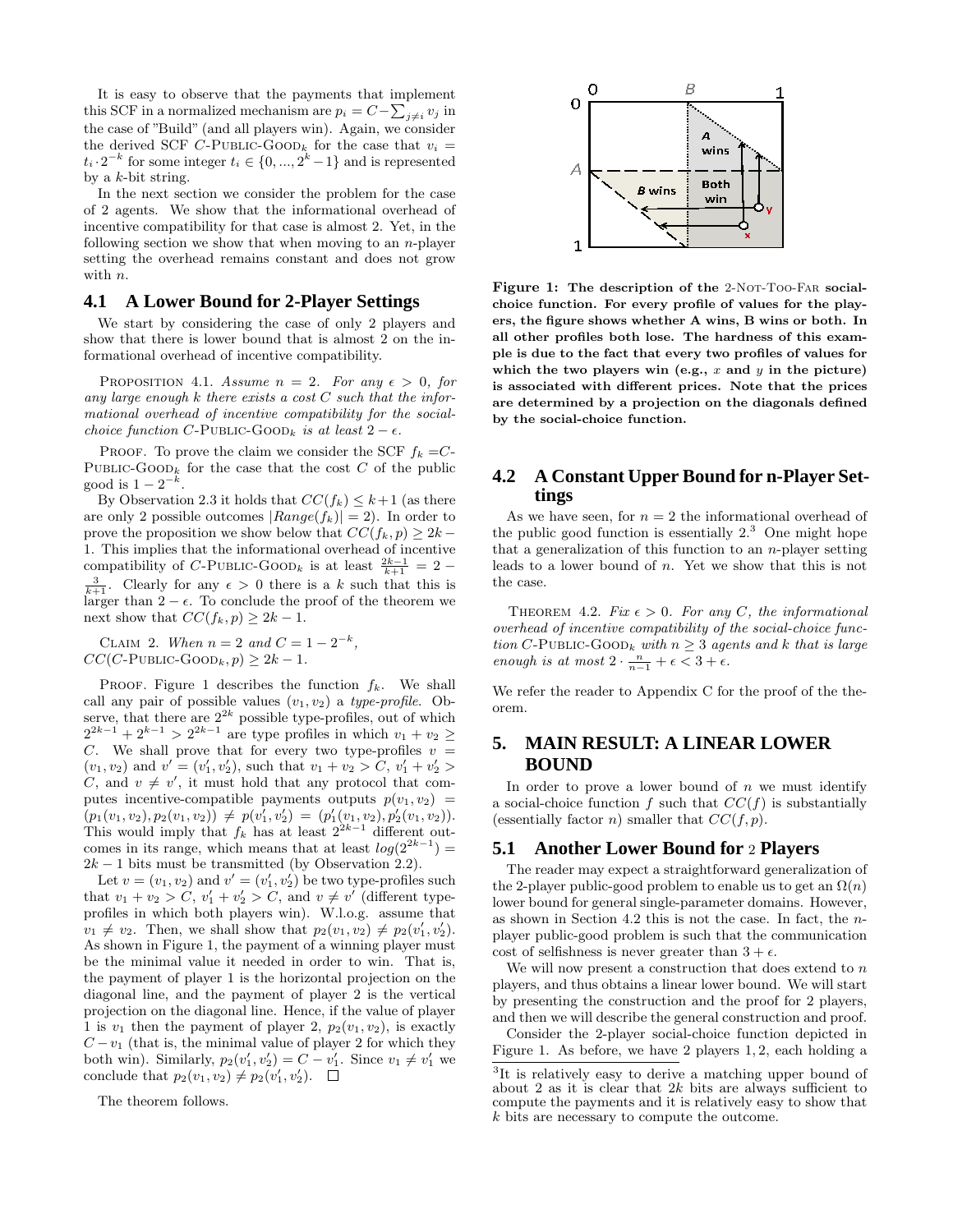It is easy to observe that the payments that implement this SCF in a normalized mechanism are $p_i = C - \sum_{j \neq i} v_j$ in the case of "Build" (and all players win). Again, we consider the derived SCF $C$-PUBLIC-GOOD$_k$ for the case that $v_i = t_i \cdot 2^{-k}$ for some integer $t_i \in \{0, ..., 2^k - 1\}$ and is represented by a $k$-bit string.

In the next section we consider the problem for the case of 2 agents. We show that the informational overhead of incentive compatibility for that case is almost 2. Yet, in the following section we show that when moving to an $n$-player setting the overhead remains constant and does not grow with $n$.

## 4.1 A Lower Bound for 2-Player Settings

We start by considering the case of only 2 players and show that there is lower bound that is almost 2 on the informational overhead of incentive compatibility.

PROPOSITION 4.1. *Assume $n = 2$. For any $\epsilon > 0$, for any large enough $k$ there exists a cost $C$ such that the informational overhead of incentive compatibility for the social-choice function $C$-PUBLIC-GOOD$_k$ is at least $2 - \epsilon$.*

PROOF. To prove the claim we consider the SCF $f_k = C$-PUBLIC-GOOD$_k$ for the case that the cost $C$ of the public good is $1 - 2^{-k}$.

By Observation 2.3 it holds that $CC(f_k) \leq k+1$ (as there are only 2 possible outcomes $|Range(f_k)| = 2$). In order to prove the proposition we show below that $CC(f_k, p) \geq 2k - 1$. This implies that the informational overhead of incentive compatibility of $C$-PUBLIC-GOOD$_k$ is at least $\frac{2k-1}{k+1} = 2 - \frac{3}{k+1}$. Clearly for any $\epsilon > 0$ there is a $k$ such that this is larger than $2 - \epsilon$. To conclude the proof of the theorem we next show that $CC(f_k, p) \geq 2k - 1$.

CLAIM 2. *When $n = 2$ and $C = 1 - 2^{-k}$, $CC(C\text{-PUBLIC-GOOD}_k, p) \geq 2k - 1$.*

PROOF. Figure 1 describes the function $f_k$. We shall call any pair of possible values $(v_1, v_2)$ a *type-profile*. Observe, that there are $2^{2k}$ possible type-profiles, out of which $2^{2k-1} + 2^{k-1} > 2^{2k-1}$ are type profiles in which $v_1 + v_2 \geq C$. We shall prove that for every two type-profiles $v = (v_1, v_2)$ and $v' = (v'_1, v'_2)$, such that $v_1 + v_2 > C$, $v'_1 + v'_2 > C$, and $v \neq v'$, it must hold that any protocol that computes incentive-compatible payments outputs $p(v_1, v_2) = (p_1(v_1, v_2), p_2(v_1, v_2)) \neq p(v'_1, v'_2) = (p'_1(v_1, v_2), p'_2(v_1, v_2))$. This would imply that $f_k$ has at least $2^{2k-1}$ different outcomes in its range, which means that at least $log(2^{2k-1}) = 2k - 1$ bits must be transmitted (by Observation 2.2).

Let $v = (v_1, v_2)$ and $v' = (v'_1, v'_2)$ be two type-profiles such that $v_1 + v_2 > C$, $v'_1 + v'_2 > C$, and $v \neq v'$ (different type-profiles in which both players win). W.l.o.g. assume that $v_1 \neq v_2$. Then, we shall show that $p_2(v_1, v_2) \neq p_2(v'_1, v'_2)$. As shown in Figure 1, the payment of a winning player must be the minimal value it needed in order to win. That is, the payment of player 1 is the horizontal projection on the diagonal line, and the payment of player 2 is the vertical projection on the diagonal line. Hence, if the value of player 1 is $v_1$ then the payment of player 2, $p_2(v_1, v_2)$, is exactly $C - v_1$ (that is, the minimal value of player 2 for which they both win). Similarly, $p_2(v'_1, v'_2) = C - v'_1$. Since $v_1 \neq v'_1$ we conclude that $p_2(v_1, v_2) \neq p_2(v'_1, v'_2)$. $\square$

The theorem follows.

**Figure 1: The description of the 2-NOT-TOO-FAR social-choice function. For every profile of values for the players, the figure shows whether A wins, B wins or both. In all other profiles both lose. The hardness of this example is due to the fact that every two profiles of values for which the two players win (e.g., $x$ and $y$ in the picture) is associated with different prices. Note that the prices are determined by a projection on the diagonals defined by the social-choice function.**

## 4.2 A Constant Upper Bound for n-Player Settings

As we have seen, for $n = 2$ the informational overhead of the public good function is essentially 2.[3] One might hope that a generalization of this function to an $n$-player setting leads to a lower bound of $n$. Yet we show that this is not the case.

THEOREM 4.2. *Fix $\epsilon > 0$. For any $C$, the informational overhead of incentive compatibility of the social-choice function $C$-PUBLIC-GOOD$_k$ with $n \geq 3$ agents and $k$ that is large enough is at most $2 \cdot \frac{n}{n-1} + \epsilon < 3 + \epsilon$.*

We refer the reader to Appendix C for the proof of the theorem.

# 5. MAIN RESULT: A LINEAR LOWER BOUND

In order to prove a lower bound of $n$ we must identify a social-choice function $f$ such that $CC(f)$ is substantially (essentially factor $n$) smaller that $CC(f, p)$.

## 5.1 Another Lower Bound for 2 Players

The reader may expect a straightforward generalization of the 2-player public-good problem to enable us to get an $\Omega(n)$ lower bound for general single-parameter domains. However, as shown in Section 4.2 this is not the case. In fact, the $n$-player public-good problem is such that the communication cost of selfishness is never greater than $3 + \epsilon$.

We will now present a construction that does extend to $n$ players, and thus obtains a linear lower bound. We will start by presenting the construction and the proof for 2 players, and then we will describe the general construction and proof.

Consider the 2-player social-choice function depicted in Figure 1. As before, we have 2 players 1, 2, each holding a

[3] It is relatively easy to derive a matching upper bound of about 2 as it is clear that $2k$ bits are always sufficient to compute the payments and it is relatively easy to show that $k$ bits are necessary to compute the outcome.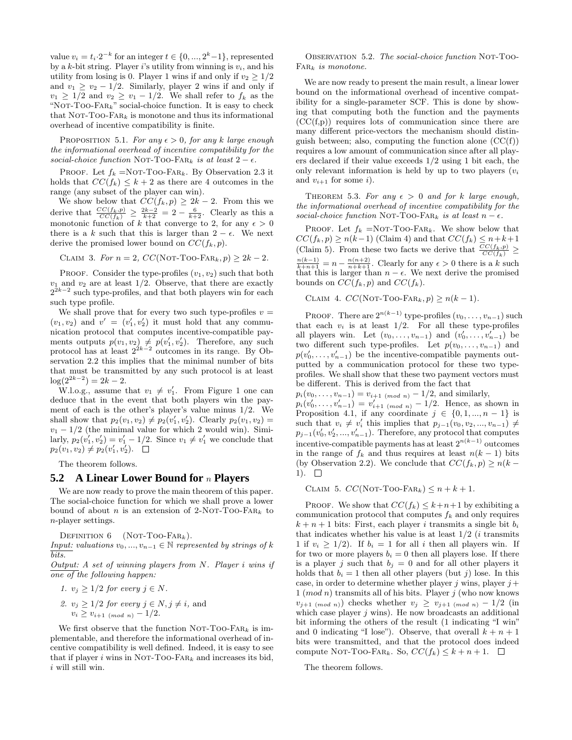value $v_i = t_i \cdot 2^{-k}$ for an integer $t \in \{0, ..., 2^k - 1\}$, represented by a $k$-bit string. Player $i$'s utility from winning is $v_i$, and his utility from losing is 0. Player 1 wins if and only if $v_2 \geq 1/2$ and $v_1 \geq v_2 - 1/2$. Similarly, player 2 wins if and only if $v_1 \geq 1/2$ and $v_2 \geq v_1 - 1/2$. We shall refer to $f_k$ as the "NOT-TOO-FAR$_k$" social-choice function. It is easy to check that NOT-TOO-FAR$_k$ is monotone and thus its informational overhead of incentive compatibility is finite.

PROPOSITION 5.1. *For any $\epsilon > 0$, for any $k$ large enough the informational overhead of incentive compatibility for the social-choice function* NOT-TOO-FAR$_k$ *is at least $2 - \epsilon$.*

PROOF. Let $f_k$ =NOT-TOO-FAR$_k$. By Observation 2.3 it holds that $CC(f_k) \leq k + 2$ as there are 4 outcomes in the range (any subset of the player can win).

We show below that $CC(f_k, p) \geq 2k - 2$. From this we derive that $\frac{CC(f_k,p)}{CC(f_k)} \geq \frac{2k-2}{k+2} = 2 - \frac{6}{k+2}$. Clearly as this a monotonic function of $k$ that converge to 2, for any $\epsilon > 0$ there is a $k$ such that this is larger than $2 - \epsilon$. We next derive the promised lower bound on $CC(f_k, p)$.

CLAIM 3. *For $n = 2$, $CC(\text{NOT-TOO-FAR}_k, p) \geq 2k - 2$.*

PROOF. Consider the type-profiles $(v_1, v_2)$ such that both $v_1$ and $v_2$ are at least $1/2$. Observe, that there are exactly $2^{2k-2}$ such type-profiles, and that both players win for each such type profile.

We shall prove that for every two such type-profiles $v = (v_1, v_2)$ and $v' = (v_1', v_2')$ it must hold that any communication protocol that computes incentive-compatible payments outputs $p(v_1, v_2) \neq p(v_1', v_2')$. Therefore, any such protocol has at least $2^{2k-2}$ outcomes in its range. By Observation 2.2 this implies that the minimal number of bits that must be transmitted by any such protocol is at least $\log(2^{2k-2}) = 2k - 2$.

W.l.o.g., assume that $v_1 \neq v_1'$. From Figure 1 one can deduce that in the event that both players win the payment of each is the other's player's value minus $1/2$. We shall show that $p_2(v_1, v_2) \neq p_2(v_1', v_2')$. Clearly $p_2(v_1, v_2) = v_1 - 1/2$ (the minimal value for which 2 would win). Similarly, $p_2(v_1', v_2') = v_1' - 1/2$. Since $v_1 \neq v_1'$ we conclude that $p_2(v_1, v_2) \neq p_2(v_1', v_2')$. $\square$

The theorem follows.

## 5.2 A Linear Lower Bound for $n$ Players

We are now ready to prove the main theorem of this paper. The social-choice function for which we shall prove a lower bound of about $n$ is an extension of 2-NOT-TOO-FAR$_k$ to $n$-player settings.

DEFINITION 6 (NOT-TOO-FAR$_k$).
*Input: valuations $v_0, ..., v_{n-1} \in \mathbb{N}$ represented by strings of $k$ bits.*
*Output: A set of winning players from $N$. Player $i$ wins if one of the following happen:*

1. *$v_j \geq 1/2$ for every $j \in N$.*
2. *$v_j \geq 1/2$ for every $j \in N, j \neq i$, and*
   *$v_i \geq v_{i+1 \ (mod\ n)} - 1/2$.*

We first observe that the function NOT-TOO-FAR$_k$ is implementable, and therefore the informational overhead of incentive compatibility is well defined. Indeed, it is easy to see that if player $i$ wins in NOT-TOO-FAR$_k$ and increases its bid, $i$ will still win.

OBSERVATION 5.2. *The social-choice function* NOT-TOO-FAR$_k$ *is monotone.*

We are now ready to present the main result, a linear lower bound on the informational overhead of incentive compatibility for a single-parameter SCF. This is done by showing that computing both the function and the payments (CC(f,p)) requires lots of communication since there are many different price-vectors the mechanism should distinguish between; also, computing the function alone (CC(f)) requires a low amount of communication since after all players declared if their value exceeds 1/2 using 1 bit each, the only relevant information is held by up to two players ($v_i$ and $v_{i+1}$ for some $i$).

THEOREM 5.3. *For any $\epsilon > 0$ and for $k$ large enough, the informational overhead of incentive compatibility for the social-choice function* NOT-TOO-FAR$_k$ *is at least $n - \epsilon$.*

PROOF. Let $f_k$ =NOT-TOO-FAR$_k$. We show below that $CC(f_k, p) \geq n(k-1)$ (Claim 4) and that $CC(f_k) \leq n+k+1$ (Claim 5). From these two facts we derive that $\frac{CC(f_k,p)}{CC(f_k)} \geq \frac{n(k-1)}{k+n+1} = n - \frac{n(n+2)}{n+k+1}$. Clearly for any $\epsilon > 0$ there is a $k$ such that this is larger than $n - \epsilon$. We next derive the promised bounds on $CC(f_k, p)$ and $CC(f_k)$.

CLAIM 4. *$CC(\text{NOT-TOO-FAR}_k, p) \geq n(k-1)$.*

PROOF. There are $2^{n(k-1)}$ type-profiles $(v_0, \ldots, v_{n-1})$ such that each $v_i$ is at least $1/2$. For all these type-profiles all players win. Let $(v_0, \ldots, v_{n-1})$ and $(v_0', \ldots, v_{n-1}')$ be two different such type-profiles. Let $p(v_0, \ldots, v_{n-1})$ and $p(v_0', \ldots, v_{n-1}')$ be the incentive-compatible payments outputted by a communication protocol for these two type-profiles. We shall show that these two payment vectors must be different. This is derived from the fact that
$p_i(v_0, \ldots, v_{n-1}) = v_{i+1 \ (mod\ n)} - 1/2$, and similarly,
$p_i(v_0', \ldots, v_{n-1}') = v_{i+1 \ (mod\ n)}' - 1/2$. Hence, as shown in Proposition 4.1, if any coordinate $j \in \{0, 1, ..., n-1\}$ is such that $v_i \neq v_i'$ this implies that $p_{j-1}(v_0, v_2, ..., v_{n-1}) \neq p_{j-1}(v_0', v_2', ..., v_{n-1}')$. Therefore, any protocol that computes incentive-compatible payments has at least $2^{n(k-1)}$ outcomes in the range of $f_k$ and thus requires at least $n(k-1)$ bits (by Observation 2.2). We conclude that $CC(f_k, p) \geq n(k-1)$. $\square$

CLAIM 5. *$CC(\text{NOT-TOO-FAR}_k) \leq n + k + 1$.*

PROOF. We show that $CC(f_k) \leq k+n+1$ by exhibiting a communication protocol that computes $f_k$ and only requires $k + n + 1$ bits: First, each player $i$ transmits a single bit $b_i$ that indicates whether his value is at least $1/2$ ($i$ transmits 1 if $v_i \geq 1/2$). If $b_i = 1$ for all $i$ then all players win. If for two or more players $b_i = 0$ then all players lose. If there is a player $j$ such that $b_j = 0$ and for all other players it holds that $b_i = 1$ then all other players (but $j$) lose. In this case, in order to determine whether player $j$ wins, player $j + 1$ $(mod\ n)$ transmits all of his bits. Player $j$ (who now knows $v_{j+1 \ (mod\ n)}$) checks whether $v_j \geq v_{j+1 \ (mod\ n)} - 1/2$ (in which case player $j$ wins). He now broadcasts an additional bit informing the others of the result (1 indicating "I win" and 0 indicating "I lose"). Observe, that overall $k + n + 1$ bits were transmitted, and that the protocol does indeed compute NOT-TOO-FAR$_k$. So, $CC(f_k) \leq k + n + 1$. $\square$

The theorem follows.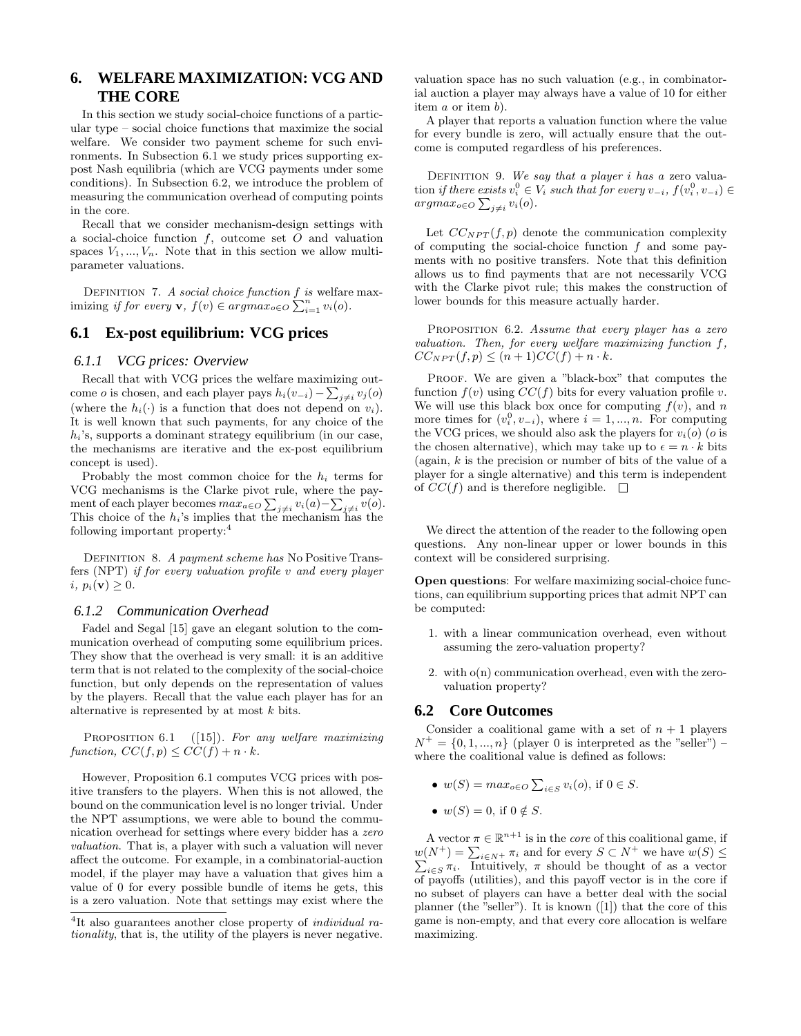## 6. WELFARE MAXIMIZATION: VCG AND THE CORE

In this section we study social-choice functions of a particular type – social choice functions that maximize the social welfare. We consider two payment scheme for such environments. In Subsection 6.1 we study prices supporting expost Nash equilibria (which are VCG payments under some conditions). In Subsection 6.2, we introduce the problem of measuring the communication overhead of computing points in the core.

Recall that we consider mechanism-design settings with a social-choice function $f$, outcome set $O$ and valuation spaces $V_1, ..., V_n$. Note that in this section we allow multi-parameter valuations.

Definition 7. *A social choice function $f$ is* welfare maximizing *if for every* $\mathbf{v}$*,* $f(v) \in argmax_{o \in O} \sum_{i=1}^{n} v_i(o)$.

### 6.1 Ex-post equilibrium: VCG prices

#### 6.1.1 VCG prices: Overview

Recall that with VCG prices the welfare maximizing outcome $o$ is chosen, and each player pays $h_i(v_{-i}) - \sum_{j \neq i} v_j(o)$ (where the $h_i(\cdot)$ is a function that does not depend on $v_i$). It is well known that such payments, for any choice of the $h_i$'s, supports a dominant strategy equilibrium (in our case, the mechanisms are iterative and the ex-post equilibrium concept is used).

Probably the most common choice for the $h_i$ terms for VCG mechanisms is the Clarke pivot rule, where the payment of each player becomes $max_{a \in O} \sum_{j \neq i} v_i(a) - \sum_{j \neq i} v(o)$. This choice of the $h_i$'s implies that the mechanism has the following important property:[4]

Definition 8. *A payment scheme has* No Positive Transfers (NPT) *if for every valuation profile $v$ and every player $i$,* $p_i(\mathbf{v}) \geq 0$.

#### 6.1.2 Communication Overhead

Fadel and Segal [15] gave an elegant solution to the communication overhead of computing some equilibrium prices. They show that the overhead is very small: it is an additive term that is not related to the complexity of the social-choice function, but only depends on the representation of values by the players. Recall that the value each player has for an alternative is represented by at most $k$ bits.

Proposition 6.1 ([15]). *For any welfare maximizing function,* $CC(f, p) \leq CC(f) + n \cdot k$.

However, Proposition 6.1 computes VCG prices with positive transfers to the players. When this is not allowed, the bound on the communication level is no longer trivial. Under the NPT assumptions, we were able to bound the communication overhead for settings where every bidder has a *zero valuation*. That is, a player with such a valuation will never affect the outcome. For example, in a combinatorial-auction model, if the player may have a valuation that gives him a value of 0 for every possible bundle of items he gets, this is a zero valuation. Note that settings may exist where the valuation space has no such valuation (e.g., in combinatorial auction a player may always have a value of 10 for either item $a$ or item $b$).

[4]It also guarantees another close property of *individual rationality*, that is, the utility of the players is never negative.

A player that reports a valuation function where the value for every bundle is zero, will actually ensure that the outcome is computed regardless of his preferences.

Definition 9. *We say that a player $i$ has a* zero valuation *if there exists $v_i^0 \in V_i$ such that for every $v_{-i}$,* $f(v_i^0, v_{-i}) \in argmax_{o \in O} \sum_{j \neq i} v_i(o)$.

Let $CC_{NPT}(f, p)$ denote the communication complexity of computing the social-choice function $f$ and some payments with no positive transfers. Note that this definition allows us to find payments that are not necessarily VCG with the Clarke pivot rule; this makes the construction of lower bounds for this measure actually harder.

Proposition 6.2. *Assume that every player has a zero valuation. Then, for every welfare maximizing function $f$,* $CC_{NPT}(f, p) \leq (n+1)CC(f) + n \cdot k$.

Proof. We are given a "black-box" that computes the function $f(v)$ using $CC(f)$ bits for every valuation profile $v$. We will use this black box once for computing $f(v)$, and $n$ more times for $(v_i^0, v_{-i})$, where $i = 1, ..., n$. For computing the VCG prices, we should also ask the players for $v_i(o)$ ($o$ is the chosen alternative), which may take up to $\epsilon = n \cdot k$ bits (again, $k$ is the precision or number of bits of the value of a player for a single alternative) and this term is independent of $CC(f)$ and is therefore negligible. □

We direct the attention of the reader to the following open questions. Any non-linear upper or lower bounds in this context will be considered surprising.

**Open questions**: For welfare maximizing social-choice functions, can equilibrium supporting prices that admit NPT can be computed:

1. with a linear communication overhead, even without assuming the zero-valuation property?
2. with o(n) communication overhead, even with the zero-valuation property?

### 6.2 Core Outcomes

Consider a coalitional game with a set of $n+1$ players $N^+ = \{0, 1, ..., n\}$ (player 0 is interpreted as the "seller") – where the coalitional value is defined as follows:

- $w(S) = max_{o \in O} \sum_{i \in S} v_i(o)$, if $0 \in S$.
- $w(S) = 0$, if $0 \notin S$.

A vector $\pi \in \mathbb{R}^{n+1}$ is in the *core* of this coalitional game, if $w(N^+) = \sum_{i \in N^+} \pi_i$ and for every $S \subset N^+$ we have $w(S) \leq \sum_{i \in S} \pi_i$. Intuitively, $\pi$ should be thought of as a vector of payoffs (utilities), and this payoff vector is in the core if no subset of players can have a better deal with the social planner (the "seller"). It is known ([1]) that the core of this game is non-empty, and that every core allocation is welfare maximizing.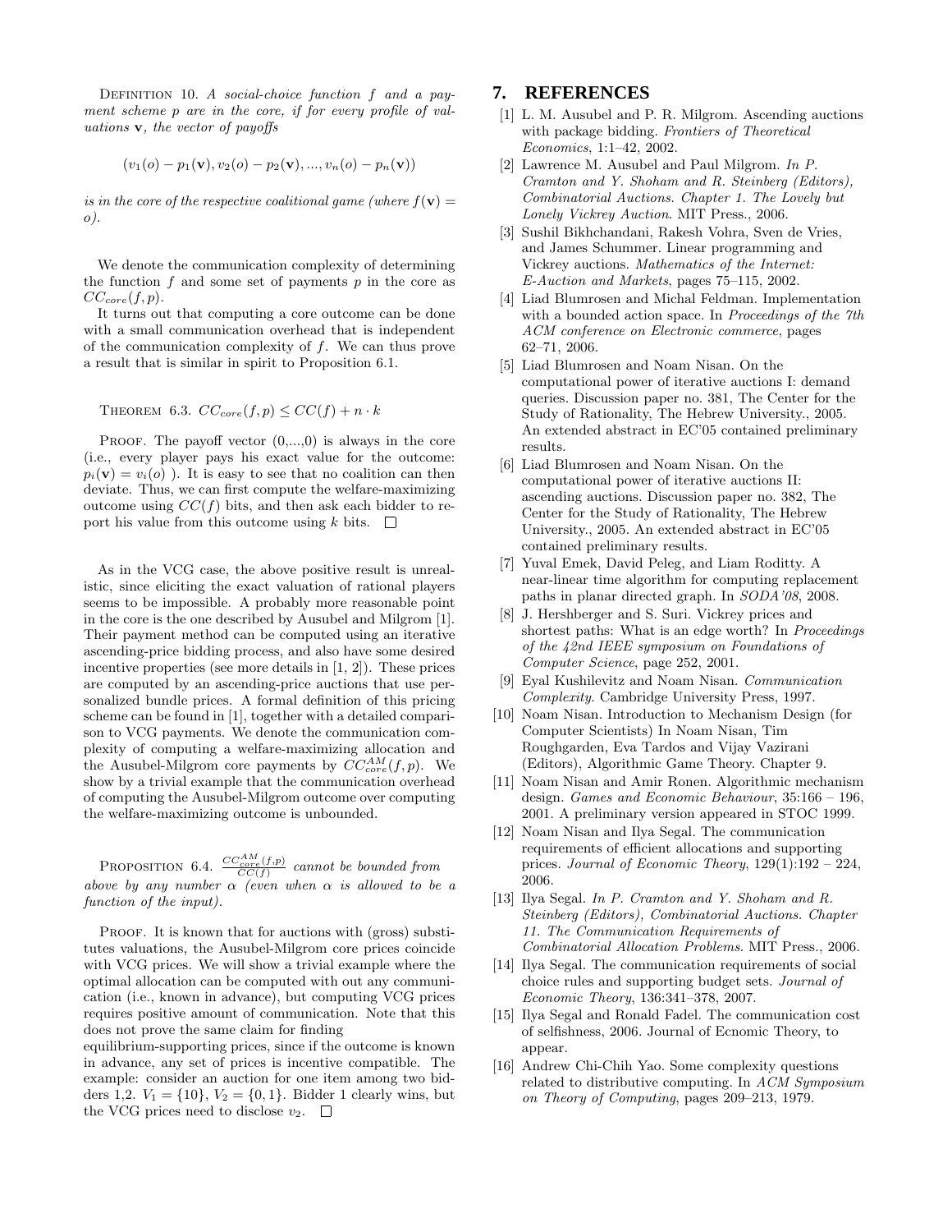DEFINITION 10. *A social-choice function $f$ and a payment scheme $p$ are in the core, if for every profile of valuations $\mathbf{v}$, the vector of payoffs*

$$(v_1(o) - p_1(\mathbf{v}), v_2(o) - p_2(\mathbf{v}), ..., v_n(o) - p_n(\mathbf{v}))$$

*is in the core of the respective coalitional game (where $f(\mathbf{v}) = o$).*

We denote the communication complexity of determining the function $f$ and some set of payments $p$ in the core as $CC_{core}(f, p)$.

It turns out that computing a core outcome can be done with a small communication overhead that is independent of the communication complexity of $f$. We can thus prove a result that is similar in spirit to Proposition 6.1.

THEOREM 6.3. *$CC_{core}(f, p) \leq CC(f) + n \cdot k$*

PROOF. The payoff vector (0,...,0) is always in the core (i.e., every player pays his exact value for the outcome: $p_i(\mathbf{v}) = v_i(o)$ ). It is easy to see that no coalition can then deviate. Thus, we can first compute the welfare-maximizing outcome using $CC(f)$ bits, and then ask each bidder to report his value from this outcome using $k$ bits. □

As in the VCG case, the above positive result is unrealistic, since eliciting the exact valuation of rational players seems to be impossible. A probably more reasonable point in the core is the one described by Ausubel and Milgrom [1]. Their payment method can be computed using an iterative ascending-price bidding process, and also have some desired incentive properties (see more details in [1, 2]). These prices are computed by an ascending-price auctions that use personalized bundle prices. A formal definition of this pricing scheme can be found in [1], together with a detailed comparison to VCG payments. We denote the communication complexity of computing a welfare-maximizing allocation and the Ausubel-Milgrom core payments by $CC^{AM}_{core}(f, p)$. We show by a trivial example that the communication overhead of computing the Ausubel-Milgrom outcome over computing the welfare-maximizing outcome is unbounded.

PROPOSITION 6.4. *$\frac{CC^{AM}_{core}(f,p)}{CC(f)}$ cannot be bounded from above by any number $\alpha$ (even when $\alpha$ is allowed to be a function of the input).*

PROOF. It is known that for auctions with (gross) substitutes valuations, the Ausubel-Milgrom core prices coincide with VCG prices. We will show a trivial example where the optimal allocation can be computed with out any communication (i.e., known in advance), but computing VCG prices requires positive amount of communication. Note that this does not prove the same claim for finding equilibrium-supporting prices, since if the outcome is known in advance, any set of prices is incentive compatible. The example: consider an auction for one item among two bidders 1,2. $V_1 = \{10\}$, $V_2 = \{0, 1\}$. Bidder 1 clearly wins, but the VCG prices need to disclose $v_2$. □

## 7. REFERENCES

[1] L. M. Ausubel and P. R. Milgrom. Ascending auctions with package bidding. *Frontiers of Theoretical Economics*, 1:1–42, 2002.

[2] Lawrence M. Ausubel and Paul Milgrom. *In P. Cramton and Y. Shoham and R. Steinberg (Editors), Combinatorial Auctions. Chapter 1. The Lovely but Lonely Vickrey Auction*. MIT Press., 2006.

[3] Sushil Bikhchandani, Rakesh Vohra, Sven de Vries, and James Schummer. Linear programming and Vickrey auctions. *Mathematics of the Internet: E-Auction and Markets*, pages 75–115, 2002.

[4] Liad Blumrosen and Michal Feldman. Implementation with a bounded action space. In *Proceedings of the 7th ACM conference on Electronic commerce*, pages 62–71, 2006.

[5] Liad Blumrosen and Noam Nisan. On the computational power of iterative auctions I: demand queries. Discussion paper no. 381, The Center for the Study of Rationality, The Hebrew University., 2005. An extended abstract in EC'05 contained preliminary results.

[6] Liad Blumrosen and Noam Nisan. On the computational power of iterative auctions II: ascending auctions. Discussion paper no. 382, The Center for the Study of Rationality, The Hebrew University., 2005. An extended abstract in EC'05 contained preliminary results.

[7] Yuval Emek, David Peleg, and Liam Roditty. A near-linear time algorithm for computing replacement paths in planar directed graph. In *SODA'08*, 2008.

[8] J. Hershberger and S. Suri. Vickrey prices and shortest paths: What is an edge worth? In *Proceedings of the 42nd IEEE symposium on Foundations of Computer Science*, page 252, 2001.

[9] Eyal Kushilevitz and Noam Nisan. *Communication Complexity*. Cambridge University Press, 1997.

[10] Noam Nisan. Introduction to Mechanism Design (for Computer Scientists) In Noam Nisan, Tim Roughgarden, Eva Tardos and Vijay Vazirani (Editors), Algorithmic Game Theory. Chapter 9.

[11] Noam Nisan and Amir Ronen. Algorithmic mechanism design. *Games and Economic Behaviour*, 35:166 – 196, 2001. A preliminary version appeared in STOC 1999.

[12] Noam Nisan and Ilya Segal. The communication requirements of efficient allocations and supporting prices. *Journal of Economic Theory*, 129(1):192 – 224, 2006.

[13] Ilya Segal. *In P. Cramton and Y. Shoham and R. Steinberg (Editors), Combinatorial Auctions. Chapter 11. The Communication Requirements of Combinatorial Allocation Problems*. MIT Press., 2006.

[14] Ilya Segal. The communication requirements of social choice rules and supporting budget sets. *Journal of Economic Theory*, 136:341–378, 2007.

[15] Ilya Segal and Ronald Fadel. The communication cost of selfishness, 2006. Journal of Ecnomic Theory, to appear.

[16] Andrew Chi-Chih Yao. Some complexity questions related to distributive computing. In *ACM Symposium on Theory of Computing*, pages 209–213, 1979.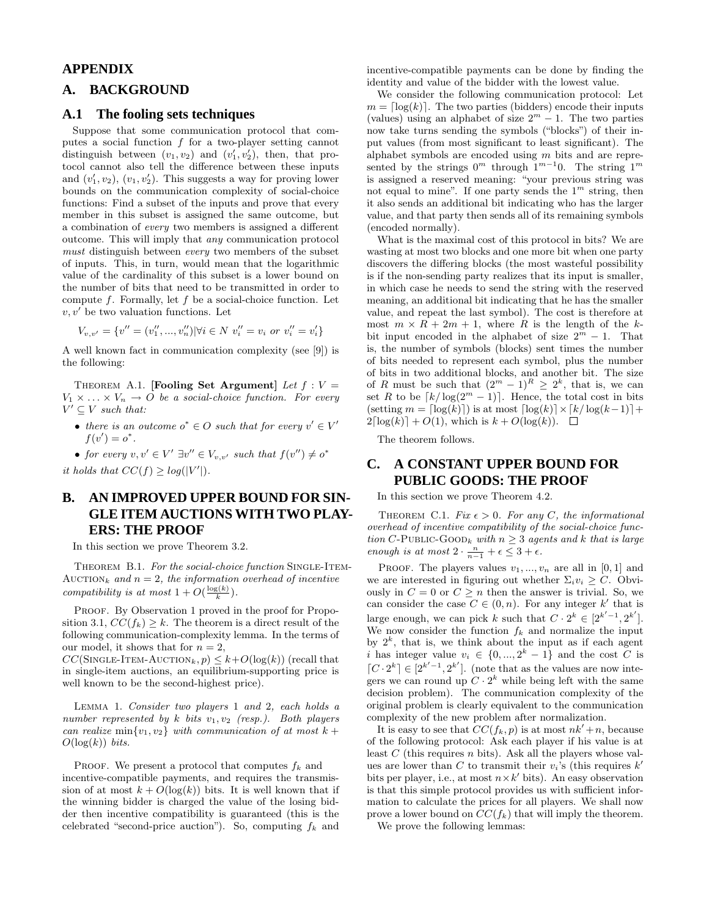# APPENDIX

## A. BACKGROUND

### A.1 The fooling sets techniques

Suppose that some communication protocol that computes a social function $f$ for a two-player setting cannot distinguish between $(v_1, v_2)$ and $(v_1', v_2')$, then, that protocol cannot also tell the difference between these inputs and $(v_1', v_2)$, $(v_1, v_2')$. This suggests a way for proving lower bounds on the communication complexity of social-choice functions: Find a subset of the inputs and prove that every member in this subset is assigned the same outcome, but a combination of *every* two members is assigned a different outcome. This will imply that *any* communication protocol *must* distinguish between *every* two members of the subset of inputs. This, in turn, would mean that the logarithmic value of the cardinality of this subset is a lower bound on the number of bits that need to be transmitted in order to compute $f$. Formally, let $f$ be a social-choice function. Let $v, v'$ be two valuation functions. Let

$$V_{v,v'} = \{v'' = (v_1'', ..., v_n'') | \forall i \in N \ v_i'' = v_i \ or \ v_i'' = v_i'\}$$

A well known fact in communication complexity (see [9]) is the following:

THEOREM A.1. **[Fooling Set Argument]** *Let $f : V = V_1 \times \ldots \times V_n \to O$ be a social-choice function. For every $V' \subseteq V$ such that:*

- *there is an outcome $o^* \in O$ such that for every $v' \in V'$ $f(v') = o^*$.*
- *for every $v, v' \in V'$ $\exists v'' \in V_{v,v'}$ such that $f(v'') \neq o^*$*

*it holds that $CC(f) \geq log(|V'|)$.*

## B. AN IMPROVED UPPER BOUND FOR SINGLE ITEM AUCTIONS WITH TWO PLAYERS: THE PROOF

In this section we prove Theorem 3.2.

THEOREM B.1. *For the social-choice function* SINGLE-ITEM-AUCTION$_k$ *and $n = 2$, the information overhead of incentive compatibility is at most $1 + O(\frac{\log(k)}{k})$.*

PROOF. By Observation 1 proved in the proof for Proposition 3.1, $CC(f_k) \geq k$. The theorem is a direct result of the following communication-complexity lemma. In the terms of our model, it shows that for $n = 2$, $CC(\text{SINGLE-ITEM-AUCTION}_k, p) \leq k + O(\log(k))$ (recall that in single-item auctions, an equilibrium-supporting price is well known to be the second-highest price).

LEMMA 1. *Consider two players 1 and 2, each holds a number represented by $k$ bits $v_1, v_2$ (resp.). Both players can realize $\min\{v_1, v_2\}$ with communication of at most $k + O(\log(k))$ bits.*

PROOF. We present a protocol that computes $f_k$ and incentive-compatible payments, and requires the transmission of at most $k + O(\log(k))$ bits. It is well known that if the winning bidder is charged the value of the losing bidder then incentive compatibility is guaranteed (this is the celebrated "second-price auction"). So, computing $f_k$ and incentive-compatible payments can be done by finding the identity and value of the bidder with the lowest value.

We consider the following communication protocol: Let $m = \lceil \log(k) \rceil$. The two parties (bidders) encode their inputs (values) using an alphabet of size $2^m - 1$. The two parties now take turns sending the symbols ("blocks") of their input values (from most significant to least significant). The alphabet symbols are encoded using $m$ bits and are represented by the strings $0^m$ through $1^{m-1}0$. The string $1^m$ is assigned a reserved meaning: "your previous string was not equal to mine". If one party sends the $1^m$ string, then it also sends an additional bit indicating who has the larger value, and that party then sends all of its remaining symbols (encoded normally).

What is the maximal cost of this protocol in bits? We are wasting at most two blocks and one more bit when one party discovers the differing blocks (the most wasteful possibility is if the non-sending party realizes that its input is smaller, in which case he needs to send the string with the reserved meaning, an additional bit indicating that he has the smaller value, and repeat the last symbol). The cost is therefore at most $m \times R + 2m + 1$, where $R$ is the length of the $k$-bit input encoded in the alphabet of size $2^m - 1$. That is, the number of symbols (blocks) sent times the number of bits needed to represent each symbol, plus the number of bits in two additional blocks, and another bit. The size of $R$ must be such that $(2^m - 1)^R \geq 2^k$, that is, we can set $R$ to be $\lceil k / \log(2^m - 1) \rceil$. Hence, the total cost in bits (setting $m = \lceil \log(k) \rceil$) is at most $\lceil \log(k) \rceil \times \lceil k / \log(k-1) \rceil + 2\lceil \log(k) \rceil + O(1)$, which is $k + O(\log(k))$. $\square$

The theorem follows.

## C. A CONSTANT UPPER BOUND FOR PUBLIC GOODS: THE PROOF

In this section we prove Theorem 4.2.

THEOREM C.1. *Fix $\epsilon > 0$. For any $C$, the informational overhead of incentive compatibility of the social-choice function $C$-*PUBLIC-GOOD$_k$ *with $n \geq 3$ agents and $k$ that is large enough is at most $2 \cdot \frac{n}{n-1} + \epsilon \leq 3 + \epsilon$.*

PROOF. The players values $v_1, ..., v_n$ are all in $[0, 1]$ and we are interested in figuring out whether $\Sigma_i v_i \geq C$. Obviously in $C = 0$ or $C \geq n$ then the answer is trivial. So, we can consider the case $C \in (0, n)$. For any integer $k'$ that is large enough, we can pick $k$ such that $C \cdot 2^k \in [2^{k'-1}, 2^{k'}]$. We now consider the function $f_k$ and normalize the input by $2^k$, that is, we think about the input as if each agent $i$ has integer value $v_i \in \{0, ..., 2^k - 1\}$ and the cost $C$ is $\lceil C \cdot 2^k \rceil \in [2^{k'-1}, 2^{k'}]$. (note that as the values are now integers we can round up $C \cdot 2^k$ while being left with the same decision problem). The communication complexity of the original problem is clearly equivalent to the communication complexity of the new problem after normalization.

It is easy to see that $CC(f_k, p)$ is at most $nk' + n$, because of the following protocol: Ask each player if his value is at least $C$ (this requires $n$ bits). Ask all the players whose values are lower than $C$ to transmit their $v_i$'s (this requires $k'$ bits per player, i.e., at most $n \times k'$ bits). An easy observation is that this simple protocol provides us with sufficient information to calculate the prices for all players. We shall now prove a lower bound on $CC(f_k)$ that will imply the theorem.

We prove the following lemmas: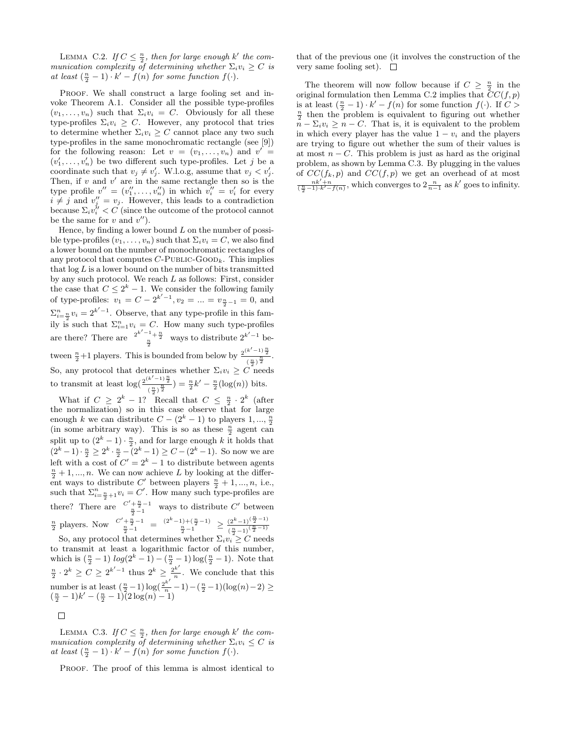LEMMA C.2. *If $C \leq \frac{n}{2}$, then for large enough $k'$ the communication complexity of determining whether $\Sigma_i v_i \geq C$ is at least $(\frac{n}{2}-1)\cdot k' - f(n)$ for some function $f(\cdot)$.*

PROOF. We shall construct a large fooling set and invoke Theorem A.1. Consider all the possible type-profiles $(v_1,\ldots,v_n)$ such that $\Sigma_i v_i = C$. Obviously for all these type-profiles $\Sigma_i v_i \geq C$. However, any protocol that tries to determine whether $\Sigma_i v_i \geq C$ cannot place any two such type-profiles in the same monochromatic rectangle (see [9]) for the following reason: Let $v = (v_1,\ldots,v_n)$ and $v' = (v'_1,\ldots,v'_n)$ be two different such type-profiles. Let $j$ be a coordinate such that $v_j \neq v'_j$. W.l.o.g, assume that $v_j < v'_j$. Then, if $v$ and $v'$ are in the same rectangle then so is the type profile $v'' = (v''_1,\ldots,v''_n)$ in which $v''_i = v'_i$ for every $i \neq j$ and $v''_j = v_j$. However, this leads to a contradiction because $\Sigma_i v''_i < C$ (since the outcome of the protocol cannot be the same for $v$ and $v''$).

Hence, by finding a lower bound $L$ on the number of possible type-profiles $(v_1,\ldots,v_n)$ such that $\Sigma_i v_i = C$, we also find a lower bound on the number of monochromatic rectangles of any protocol that computes $C$-PUBLIC-GOOD$_k$. This implies that $\log L$ is a lower bound on the number of bits transmitted by any such protocol. We reach $L$ as follows: First, consider the case that $C \leq 2^k - 1$. We consider the following family of type-profiles: $v_1 = C - 2^{k'-1}, v_2 = \ldots = v_{\frac{n}{2}-1} = 0$, and $\Sigma_{i=\frac{n}{2}}^{n} v_i = 2^{k'-1}$. Observe, that any type-profile in this family is such that $\Sigma_{i=1}^{n} v_i = C$. How many such type-profiles are there? There are $\binom{2^{k'-1}+\frac{n}{2}}{\frac{n}{2}}$ ways to distribute $2^{k'-1}$ between $\frac{n}{2}+1$ players. This is bounded from below by $\frac{2^{(k'-1)\frac{n}{2}}}{(\frac{n}{2})^{\frac{n}{2}}}$. So, any protocol that determines whether $\Sigma_i v_i \geq C$ needs to transmit at least $\log(\frac{2^{(k'-1)\frac{n}{2}}}{(\frac{n}{2})^{\frac{n}{2}}}) = \frac{n}{2}k' - \frac{n}{2}(\log(n))$ bits.

What if $C \geq 2^k - 1$? Recall that $C \leq \frac{n}{2}\cdot 2^k$ (after the normalization) so in this case observe that for large enough $k$ we can distribute $C - (2^k - 1)$ to players $1,\ldots,\frac{n}{2}$ (in some arbitrary way). This is so as these $\frac{n}{2}$ agent can split up to $(2^k - 1)\cdot\frac{n}{2}$, and for large enough $k$ it holds that $(2^k-1)\cdot\frac{n}{2} \geq 2^k\cdot\frac{n}{2} - (2^k - 1) \geq C - (2^k - 1)$. So now we are left with a cost of $C' = 2^k - 1$ to distribute between agents $\frac{n}{2}+1,\ldots,n$. We can now achieve $L$ by looking at the different ways to distribute $C'$ between players $\frac{n}{2}+1,\ldots,n$, i.e., such that $\Sigma_{i=\frac{n}{2}+1}^{n} v_i = C'$. How many such type-profiles are there? There are $\binom{C'+\frac{n}{2}-1}{\frac{n}{2}-1}$ ways to distribute $C'$ between $\frac{n}{2}$ players. Now $\binom{C'+\frac{n}{2}-1}{\frac{n}{2}-1} = \binom{(2^k-1)+(\frac{n}{2}-1)}{\frac{n}{2}-1} \geq \frac{(2^k-1)^{(\frac{n}{2}-1)}}{(\frac{n}{2}-1)^{(\frac{n}{2}-1)}}$

So, any protocol that determines whether $\Sigma_i v_i \geq C$ needs to transmit at least a logarithmic factor of this number, which is $(\frac{n}{2}-1)\, log(2^k - 1) - (\frac{n}{2}-1)\log(\frac{n}{2}-1)$. Note that $\frac{n}{2}\cdot 2^k \geq C \geq 2^{k'-1}$ thus $2^k \geq \frac{2^{k'}}{n}$. We conclude that this number is at least $(\frac{n}{2}-1)\log(\frac{2^{k'}}{n}-1) - (\frac{n}{2}-1)(\log(n)-2) \geq (\frac{n}{2}-1)k' - (\frac{n}{2}-1)(2\log(n)-1)$

□

LEMMA C.3. *If $C \leq \frac{n}{2}$, then for large enough $k'$ the communication complexity of determining whether $\Sigma_i v_i \leq C$ is at least $(\frac{n}{2}-1)\cdot k' - f(n)$ for some function $f(\cdot)$.*

PROOF. The proof of this lemma is almost identical to that of the previous one (it involves the construction of the very same fooling set). □

The theorem will now follow because if $C \geq \frac{n}{2}$ in the original formulation then Lemma C.2 implies that $CC(f,p)$ is at least $(\frac{n}{2}-1)\cdot k' - f(n)$ for some function $f(\cdot)$. If $C > \frac{n}{2}$ then the problem is equivalent to figuring out whether $n - \Sigma_i v_i \geq n - C$. That is, it is equivalent to the problem in which every player has the value $1 - v_i$ and the players are trying to figure out whether the sum of their values is at most $n - C$. This problem is just as hard as the original problem, as shown by Lemma C.3. By plugging in the values of $CC(f_k,p)$ and $CC(f,p)$ we get an overhead of at most $\frac{nk'+n}{(\frac{n}{2}-1)\cdot k' - f(n)}$, which converges to $2\frac{n}{n-1}$ as $k'$ goes to infinity.